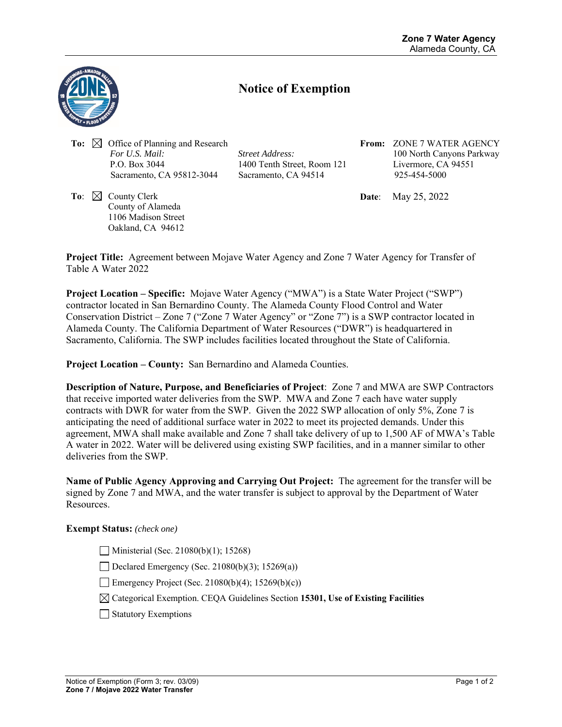**Zone 7 Water Agency**
Alameda County, CA

# Notice of Exemption

**To:** ☒ Office of Planning and Research
*For U.S. Mail:*
P.O. Box 3044
Sacramento, CA 95812-3044

*Street Address:*
1400 Tenth Street, Room 121
Sacramento, CA 94514

**From:** ZONE 7 WATER AGENCY
100 North Canyons Parkway
Livermore, CA 94551
925-454-5000

**To:** ☒ County Clerk
County of Alameda
1106 Madison Street
Oakland, CA 94612

**Date:** May 25, 2022

**Project Title:** Agreement between Mojave Water Agency and Zone 7 Water Agency for Transfer of Table A Water 2022

**Project Location – Specific:** Mojave Water Agency ("MWA") is a State Water Project ("SWP") contractor located in San Bernardino County. The Alameda County Flood Control and Water Conservation District – Zone 7 ("Zone 7 Water Agency" or "Zone 7") is a SWP contractor located in Alameda County. The California Department of Water Resources ("DWR") is headquartered in Sacramento, California. The SWP includes facilities located throughout the State of California.

**Project Location – County:** San Bernardino and Alameda Counties.

**Description of Nature, Purpose, and Beneficiaries of Project**: Zone 7 and MWA are SWP Contractors that receive imported water deliveries from the SWP. MWA and Zone 7 each have water supply contracts with DWR for water from the SWP. Given the 2022 SWP allocation of only 5%, Zone 7 is anticipating the need of additional surface water in 2022 to meet its projected demands. Under this agreement, MWA shall make available and Zone 7 shall take delivery of up to 1,500 AF of MWA's Table A water in 2022. Water will be delivered using existing SWP facilities, and in a manner similar to other deliveries from the SWP.

**Name of Public Agency Approving and Carrying Out Project:** The agreement for the transfer will be signed by Zone 7 and MWA, and the water transfer is subject to approval by the Department of Water Resources.

**Exempt Status:** *(check one)*

- ☐ Ministerial (Sec. 21080(b)(1); 15268)
- ☐ Declared Emergency (Sec. 21080(b)(3); 15269(a))
- ☐ Emergency Project (Sec. 21080(b)(4); 15269(b)(c))
- ☒ Categorical Exemption. CEQA Guidelines Section **15301, Use of Existing Facilities**
- ☐ Statutory Exemptions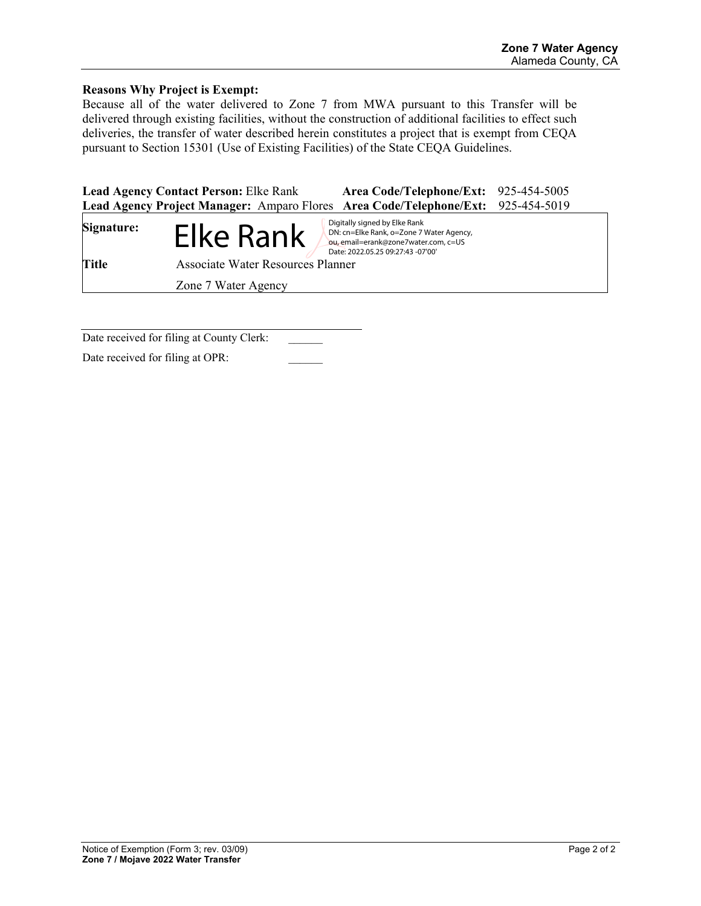**Reasons Why Project is Exempt:**
Because all of the water delivered to Zone 7 from MWA pursuant to this Transfer will be delivered through existing facilities, without the construction of additional facilities to effect such deliveries, the transfer of water described herein constitutes a project that is exempt from CEQA pursuant to Section 15301 (Use of Existing Facilities) of the State CEQA Guidelines.

**Lead Agency Contact Person:** Elke Rank **Area Code/Telephone/Ext:** 925-454-5005
**Lead Agency Project Manager:** Amparo Flores **Area Code/Telephone/Ext:** 925-454-5019

| | |
|---|---|
| **Signature:** | Elke Rank — Digitally signed by Elke Rank DN: cn=Elke Rank, o=Zone 7 Water Agency, ou, email=erank@zone7water.com, c=US Date: 2022.05.25 09:27:43 -07'00' |
| **Title** | Associate Water Resources Planner |
| | Zone 7 Water Agency |

Date received for filing at County Clerk: ______

Date received for filing at OPR: ______